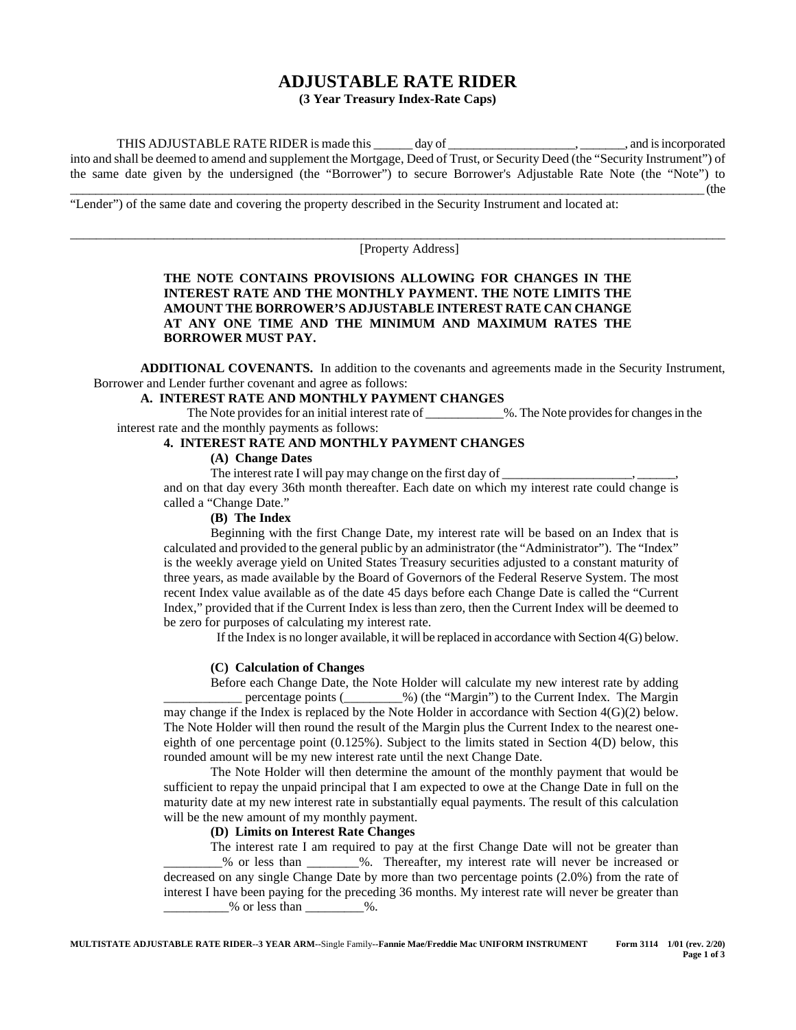# ADJUSTABLE RATE RIDER

**(3 Year Treasury Index-Rate Caps)**

THIS ADJUSTABLE RATE RIDER is made this ______ day of ____________________, _______, and is incorporated into and shall be deemed to amend and supplement the Mortgage, Deed of Trust, or Security Deed (the "Security Instrument") of the same date given by the undersigned (the "Borrower") to secure Borrower's Adjustable Rate Note (the "Note") to ______________________________________________________________________________________ (the "Lender") of the same date and covering the property described in the Security Instrument and located at:

______________________________________________________________________________________________

[Property Address]

**THE NOTE CONTAINS PROVISIONS ALLOWING FOR CHANGES IN THE INTEREST RATE AND THE MONTHLY PAYMENT. THE NOTE LIMITS THE AMOUNT THE BORROWER'S ADJUSTABLE INTEREST RATE CAN CHANGE AT ANY ONE TIME AND THE MINIMUM AND MAXIMUM RATES THE BORROWER MUST PAY.**

**ADDITIONAL COVENANTS.** In addition to the covenants and agreements made in the Security Instrument, Borrower and Lender further covenant and agree as follows:

**A. INTEREST RATE AND MONTHLY PAYMENT CHANGES**

The Note provides for an initial interest rate of ____________%. The Note provides for changes in the interest rate and the monthly payments as follows:

**4. INTEREST RATE AND MONTHLY PAYMENT CHANGES**

**(A) Change Dates**

The interest rate I will pay may change on the first day of ____________________, ______, and on that day every 36th month thereafter. Each date on which my interest rate could change is called a "Change Date."

**(B) The Index**

Beginning with the first Change Date, my interest rate will be based on an Index that is calculated and provided to the general public by an administrator (the "Administrator"). The "Index" is the weekly average yield on United States Treasury securities adjusted to a constant maturity of three years, as made available by the Board of Governors of the Federal Reserve System. The most recent Index value available as of the date 45 days before each Change Date is called the "Current Index," provided that if the Current Index is less than zero, then the Current Index will be deemed to be zero for purposes of calculating my interest rate.

If the Index is no longer available, it will be replaced in accordance with Section 4(G) below.

**(C) Calculation of Changes**

Before each Change Date, the Note Holder will calculate my new interest rate by adding ____________ percentage points (_________%) (the "Margin") to the Current Index. The Margin may change if the Index is replaced by the Note Holder in accordance with Section 4(G)(2) below. The Note Holder will then round the result of the Margin plus the Current Index to the nearest one-eighth of one percentage point (0.125%). Subject to the limits stated in Section 4(D) below, this rounded amount will be my new interest rate until the next Change Date.

The Note Holder will then determine the amount of the monthly payment that would be sufficient to repay the unpaid principal that I am expected to owe at the Change Date in full on the maturity date at my new interest rate in substantially equal payments. The result of this calculation will be the new amount of my monthly payment.

**(D) Limits on Interest Rate Changes**

The interest rate I am required to pay at the first Change Date will not be greater than _________% or less than ________%. Thereafter, my interest rate will never be increased or decreased on any single Change Date by more than two percentage points (2.0%) from the rate of interest I have been paying for the preceding 36 months. My interest rate will never be greater than __________% or less than _________%.

**MULTISTATE ADJUSTABLE RATE RIDER--3 YEAR ARM--**Single Family**--Fannie Mae/Freddie Mac UNIFORM INSTRUMENT** **Form 3114 1/01 (rev. 2/20)**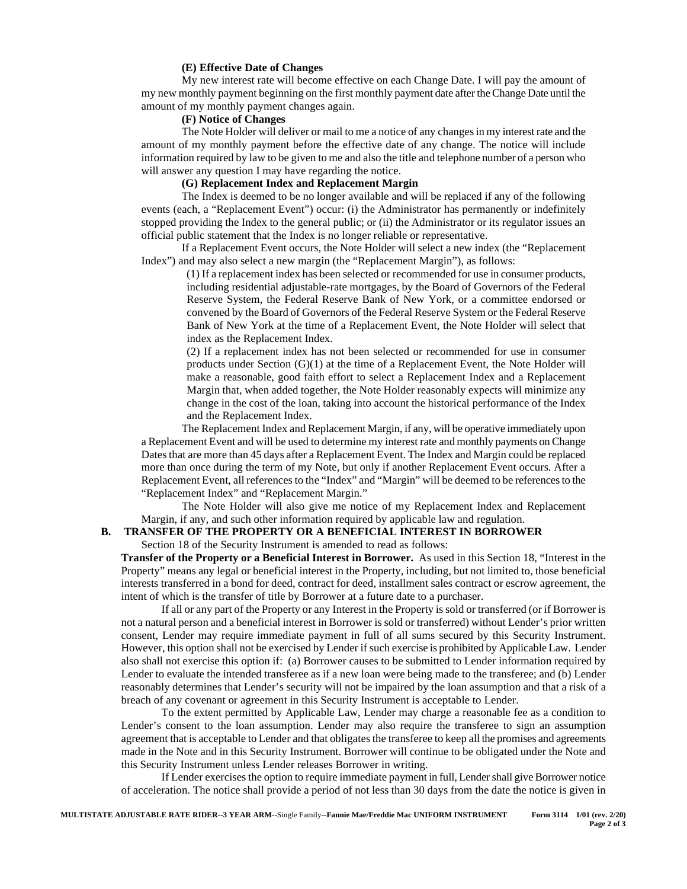**(E) Effective Date of Changes**

My new interest rate will become effective on each Change Date. I will pay the amount of my new monthly payment beginning on the first monthly payment date after the Change Date until the amount of my monthly payment changes again.

**(F) Notice of Changes**

The Note Holder will deliver or mail to me a notice of any changes in my interest rate and the amount of my monthly payment before the effective date of any change. The notice will include information required by law to be given to me and also the title and telephone number of a person who will answer any question I may have regarding the notice.

**(G) Replacement Index and Replacement Margin**

The Index is deemed to be no longer available and will be replaced if any of the following events (each, a "Replacement Event") occur: (i) the Administrator has permanently or indefinitely stopped providing the Index to the general public; or (ii) the Administrator or its regulator issues an official public statement that the Index is no longer reliable or representative.

If a Replacement Event occurs, the Note Holder will select a new index (the "Replacement Index") and may also select a new margin (the "Replacement Margin"), as follows:

(1) If a replacement index has been selected or recommended for use in consumer products, including residential adjustable-rate mortgages, by the Board of Governors of the Federal Reserve System, the Federal Reserve Bank of New York, or a committee endorsed or convened by the Board of Governors of the Federal Reserve System or the Federal Reserve Bank of New York at the time of a Replacement Event, the Note Holder will select that index as the Replacement Index.

(2) If a replacement index has not been selected or recommended for use in consumer products under Section (G)(1) at the time of a Replacement Event, the Note Holder will make a reasonable, good faith effort to select a Replacement Index and a Replacement Margin that, when added together, the Note Holder reasonably expects will minimize any change in the cost of the loan, taking into account the historical performance of the Index and the Replacement Index.

The Replacement Index and Replacement Margin, if any, will be operative immediately upon a Replacement Event and will be used to determine my interest rate and monthly payments on Change Dates that are more than 45 days after a Replacement Event. The Index and Margin could be replaced more than once during the term of my Note, but only if another Replacement Event occurs. After a Replacement Event, all references to the "Index" and "Margin" will be deemed to be references to the "Replacement Index" and "Replacement Margin."

The Note Holder will also give me notice of my Replacement Index and Replacement Margin, if any, and such other information required by applicable law and regulation.

**B. TRANSFER OF THE PROPERTY OR A BENEFICIAL INTEREST IN BORROWER**

Section 18 of the Security Instrument is amended to read as follows:

**Transfer of the Property or a Beneficial Interest in Borrower.** As used in this Section 18, "Interest in the Property" means any legal or beneficial interest in the Property, including, but not limited to, those beneficial interests transferred in a bond for deed, contract for deed, installment sales contract or escrow agreement, the intent of which is the transfer of title by Borrower at a future date to a purchaser.

If all or any part of the Property or any Interest in the Property is sold or transferred (or if Borrower is not a natural person and a beneficial interest in Borrower is sold or transferred) without Lender's prior written consent, Lender may require immediate payment in full of all sums secured by this Security Instrument. However, this option shall not be exercised by Lender if such exercise is prohibited by Applicable Law. Lender also shall not exercise this option if: (a) Borrower causes to be submitted to Lender information required by Lender to evaluate the intended transferee as if a new loan were being made to the transferee; and (b) Lender reasonably determines that Lender's security will not be impaired by the loan assumption and that a risk of a breach of any covenant or agreement in this Security Instrument is acceptable to Lender.

To the extent permitted by Applicable Law, Lender may charge a reasonable fee as a condition to Lender's consent to the loan assumption. Lender may also require the transferee to sign an assumption agreement that is acceptable to Lender and that obligates the transferee to keep all the promises and agreements made in the Note and in this Security Instrument. Borrower will continue to be obligated under the Note and this Security Instrument unless Lender releases Borrower in writing.

If Lender exercises the option to require immediate payment in full, Lender shall give Borrower notice of acceleration. The notice shall provide a period of not less than 30 days from the date the notice is given in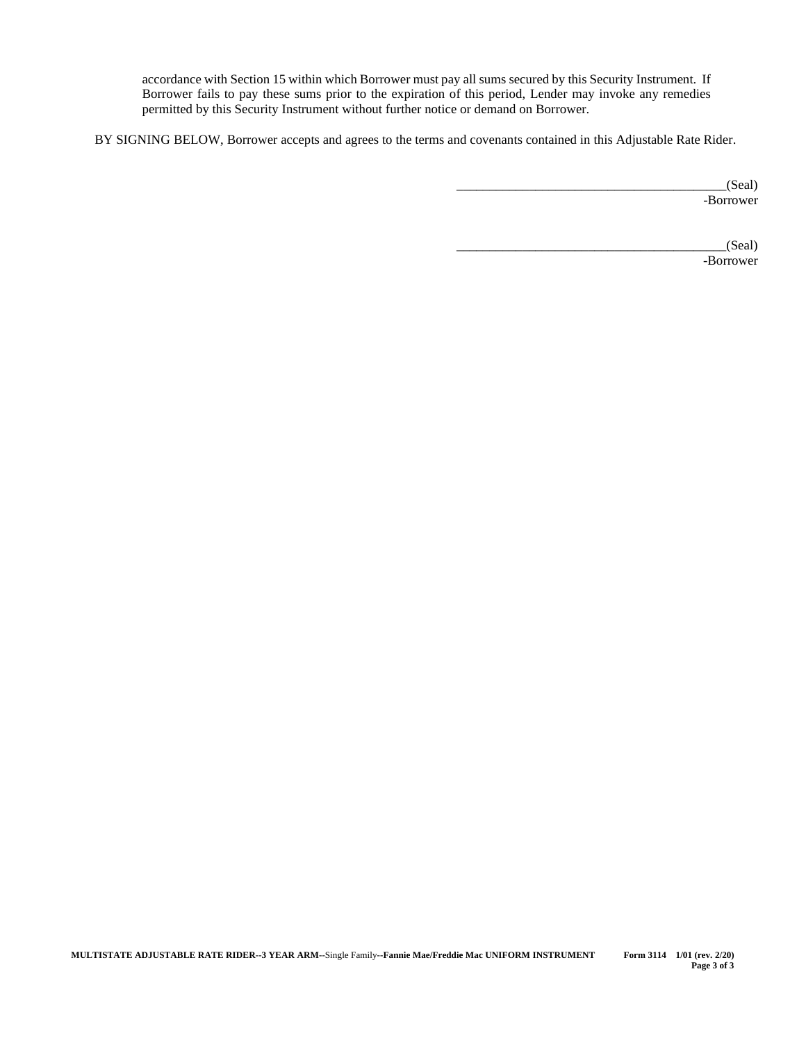accordance with Section 15 within which Borrower must pay all sums secured by this Security Instrument. If Borrower fails to pay these sums prior to the expiration of this period, Lender may invoke any remedies permitted by this Security Instrument without further notice or demand on Borrower.

BY SIGNING BELOW, Borrower accepts and agrees to the terms and covenants contained in this Adjustable Rate Rider.

_________________________________________(Seal)
-Borrower

_________________________________________(Seal)
-Borrower

**MULTISTATE ADJUSTABLE RATE RIDER--3 YEAR ARM--**Single Family**--Fannie Mae/Freddie Mac UNIFORM INSTRUMENT** **Form 3114 1/01 (rev. 2/20)**